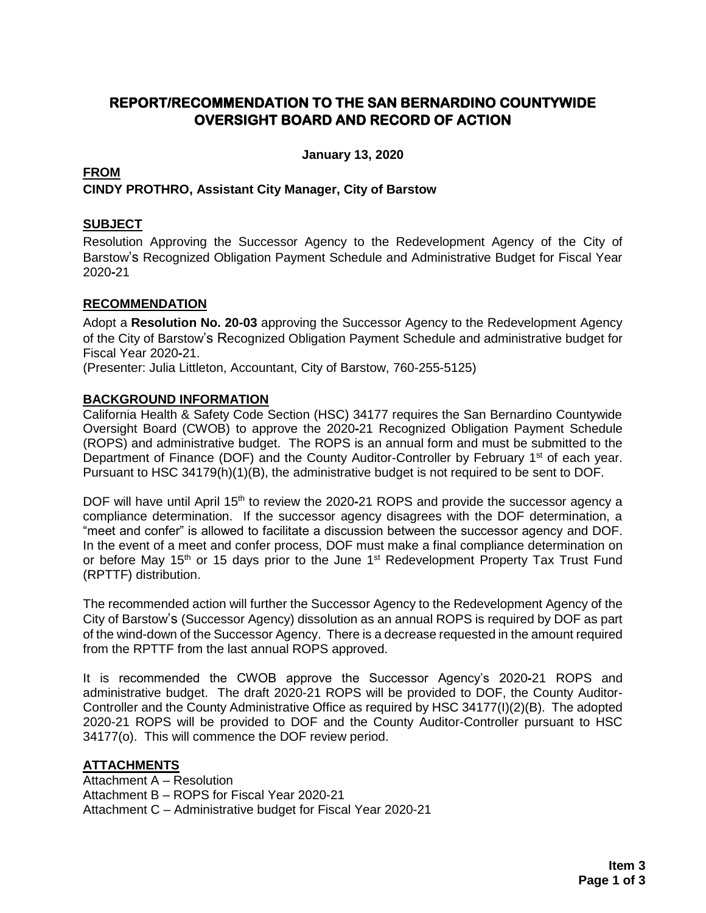# REPORT/RECOMMENDATION TO THE SAN BERNARDINO COUNTYWIDE OVERSIGHT BOARD AND RECORD OF ACTION

**January 13, 2020**

**FROM**
**CINDY PROTHRO, Assistant City Manager, City of Barstow**

**SUBJECT**

Resolution Approving the Successor Agency to the Redevelopment Agency of the City of Barstow's Recognized Obligation Payment Schedule and Administrative Budget for Fiscal Year 2020-21

**RECOMMENDATION**

Adopt a **Resolution No. 20-03** approving the Successor Agency to the Redevelopment Agency of the City of Barstow's Recognized Obligation Payment Schedule and administrative budget for Fiscal Year 2020-21.
(Presenter: Julia Littleton, Accountant, City of Barstow, 760-255-5125)

**BACKGROUND INFORMATION**

California Health & Safety Code Section (HSC) 34177 requires the San Bernardino Countywide Oversight Board (CWOB) to approve the 2020-21 Recognized Obligation Payment Schedule (ROPS) and administrative budget. The ROPS is an annual form and must be submitted to the Department of Finance (DOF) and the County Auditor-Controller by February 1st of each year. Pursuant to HSC 34179(h)(1)(B), the administrative budget is not required to be sent to DOF.

DOF will have until April 15th to review the 2020-21 ROPS and provide the successor agency a compliance determination. If the successor agency disagrees with the DOF determination, a "meet and confer" is allowed to facilitate a discussion between the successor agency and DOF. In the event of a meet and confer process, DOF must make a final compliance determination on or before May 15th or 15 days prior to the June 1st Redevelopment Property Tax Trust Fund (RPTTF) distribution.

The recommended action will further the Successor Agency to the Redevelopment Agency of the City of Barstow's (Successor Agency) dissolution as an annual ROPS is required by DOF as part of the wind-down of the Successor Agency. There is a decrease requested in the amount required from the RPTTF from the last annual ROPS approved.

It is recommended the CWOB approve the Successor Agency's 2020-21 ROPS and administrative budget. The draft 2020-21 ROPS will be provided to DOF, the County Auditor-Controller and the County Administrative Office as required by HSC 34177(I)(2)(B). The adopted 2020-21 ROPS will be provided to DOF and the County Auditor-Controller pursuant to HSC 34177(o). This will commence the DOF review period.

**ATTACHMENTS**

Attachment A – Resolution
Attachment B – ROPS for Fiscal Year 2020-21
Attachment C – Administrative budget for Fiscal Year 2020-21

**Item 3**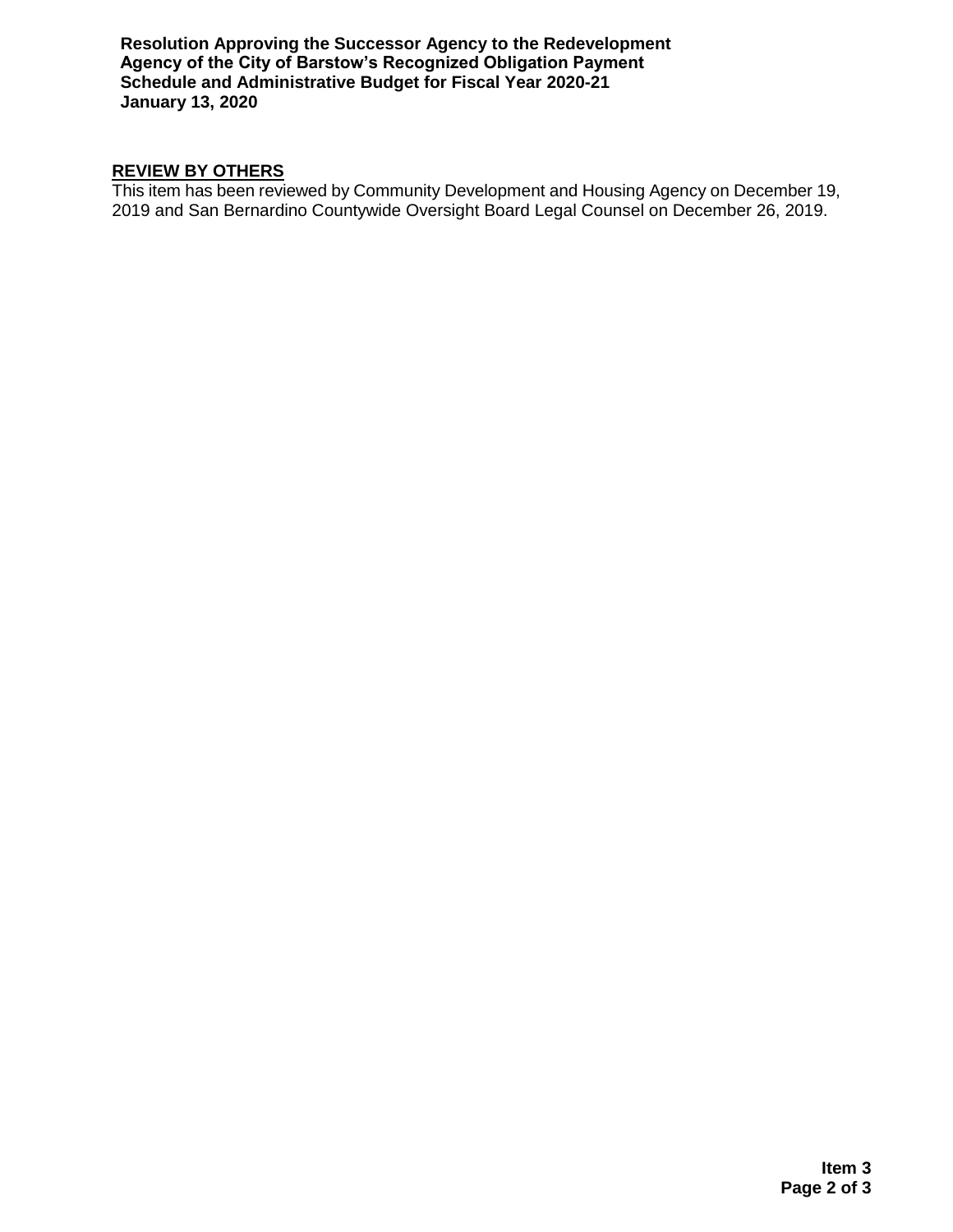## REVIEW BY OTHERS

This item has been reviewed by Community Development and Housing Agency on December 19, 2019 and San Bernardino Countywide Oversight Board Legal Counsel on December 26, 2019.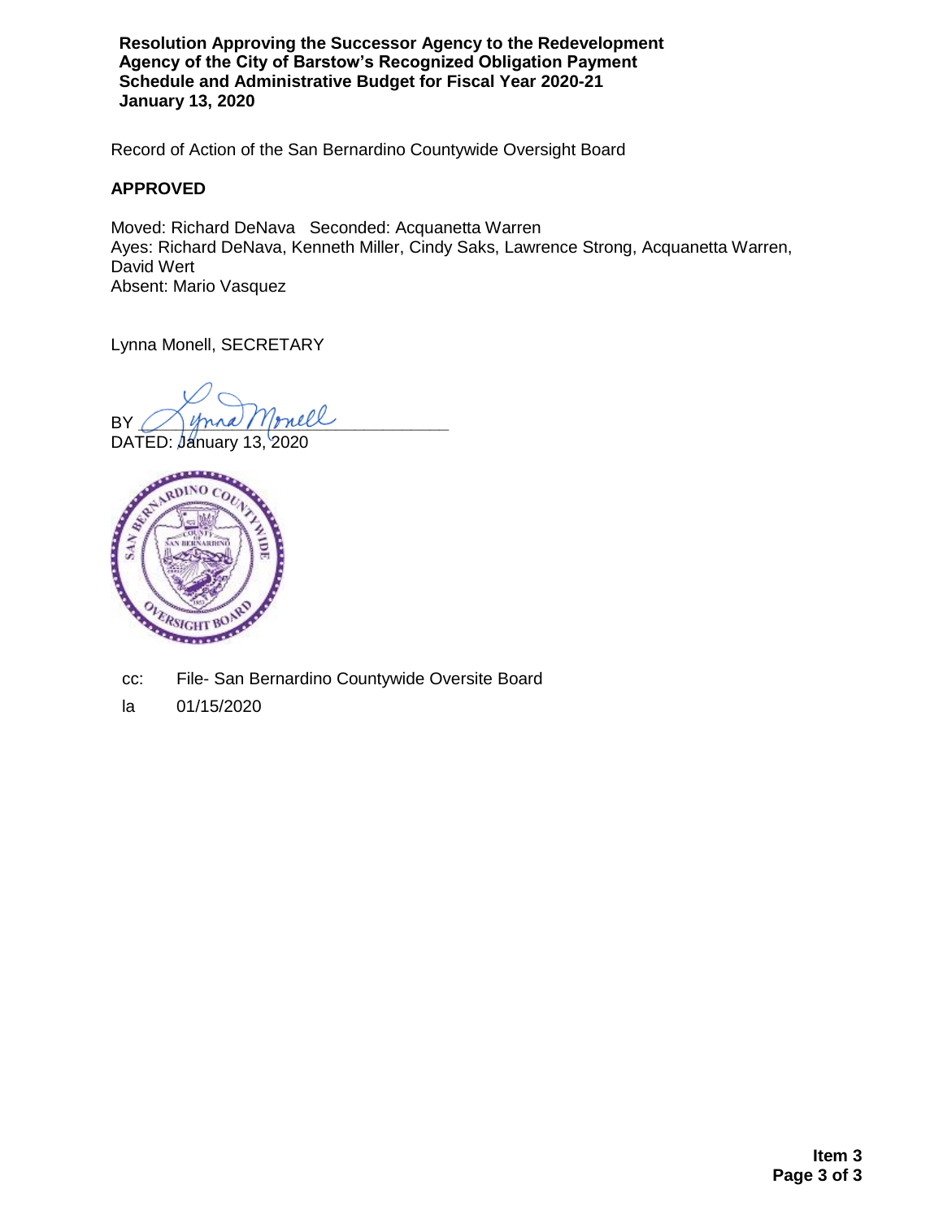**Resolution Approving the Successor Agency to the Redevelopment Agency of the City of Barstow's Recognized Obligation Payment Schedule and Administrative Budget for Fiscal Year 2020-21**
**January 13, 2020**

Record of Action of the San Bernardino Countywide Oversight Board

**APPROVED**

Moved: Richard DeNava Seconded: Acquanetta Warren
Ayes: Richard DeNava, Kenneth Miller, Cindy Saks, Lawrence Strong, Acquanetta Warren, David Wert
Absent: Mario Vasquez

Lynna Monell, SECRETARY

BY ______________________________
DATED: January 13, 2020

cc: File- San Bernardino Countywide Oversite Board

la 01/15/2020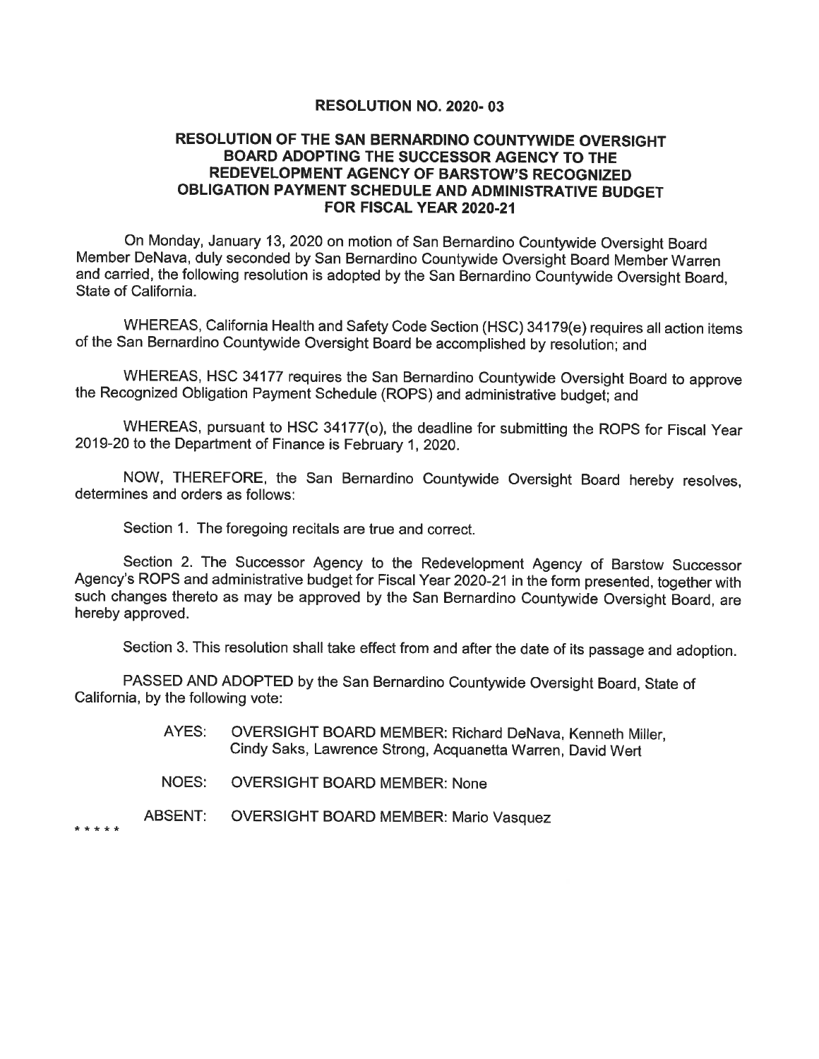**RESOLUTION NO. 2020- 03**

**RESOLUTION OF THE SAN BERNARDINO COUNTYWIDE OVERSIGHT BOARD ADOPTING THE SUCCESSOR AGENCY TO THE REDEVELOPMENT AGENCY OF BARSTOW'S RECOGNIZED OBLIGATION PAYMENT SCHEDULE AND ADMINISTRATIVE BUDGET FOR FISCAL YEAR 2020-21**

On Monday, January 13, 2020 on motion of San Bernardino Countywide Oversight Board Member DeNava, duly seconded by San Bernardino Countywide Oversight Board Member Warren and carried, the following resolution is adopted by the San Bernardino Countywide Oversight Board, State of California.

WHEREAS, California Health and Safety Code Section (HSC) 34179(e) requires all action items of the San Bernardino Countywide Oversight Board be accomplished by resolution; and

WHEREAS, HSC 34177 requires the San Bernardino Countywide Oversight Board to approve the Recognized Obligation Payment Schedule (ROPS) and administrative budget; and

WHEREAS, pursuant to HSC 34177(o), the deadline for submitting the ROPS for Fiscal Year 2019-20 to the Department of Finance is February 1, 2020.

NOW, THEREFORE, the San Bernardino Countywide Oversight Board hereby resolves, determines and orders as follows:

Section 1. The foregoing recitals are true and correct.

Section 2. The Successor Agency to the Redevelopment Agency of Barstow Successor Agency's ROPS and administrative budget for Fiscal Year 2020-21 in the form presented, together with such changes thereto as may be approved by the San Bernardino Countywide Oversight Board, are hereby approved.

Section 3. This resolution shall take effect from and after the date of its passage and adoption.

PASSED AND ADOPTED by the San Bernardino Countywide Oversight Board, State of California, by the following vote:

AYES: OVERSIGHT BOARD MEMBER: Richard DeNava, Kenneth Miller, Cindy Saks, Lawrence Strong, Acquanetta Warren, David Wert

NOES: OVERSIGHT BOARD MEMBER: None

ABSENT: OVERSIGHT BOARD MEMBER: Mario Vasquez

* * * * *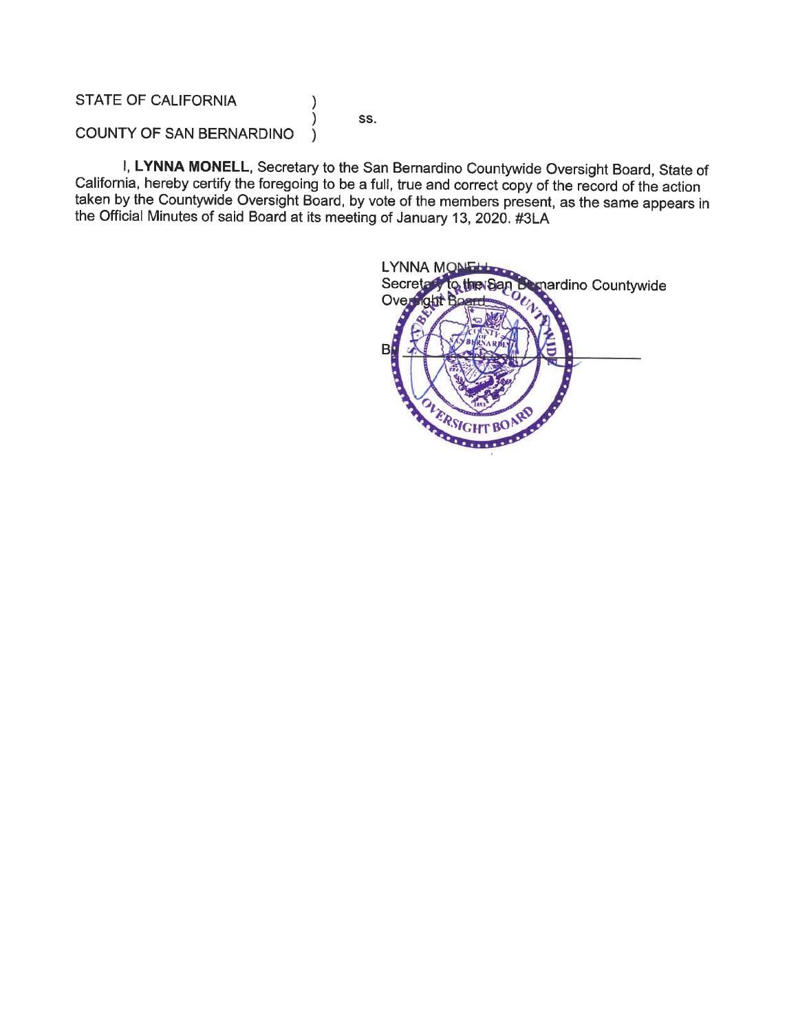STATE OF CALIFORNIA )
) ss.
COUNTY OF SAN BERNARDINO )

I, **LYNNA MONELL**, Secretary to the San Bernardino Countywide Oversight Board, State of California, hereby certify the foregoing to be a full, true and correct copy of the record of the action taken by the Countywide Oversight Board, by vote of the members present, as the same appears in the Official Minutes of said Board at its meeting of January 13, 2020. #3LA

LYNNA MONELL
Secretary to the San Bernardino Countywide Oversight Board

By ______________________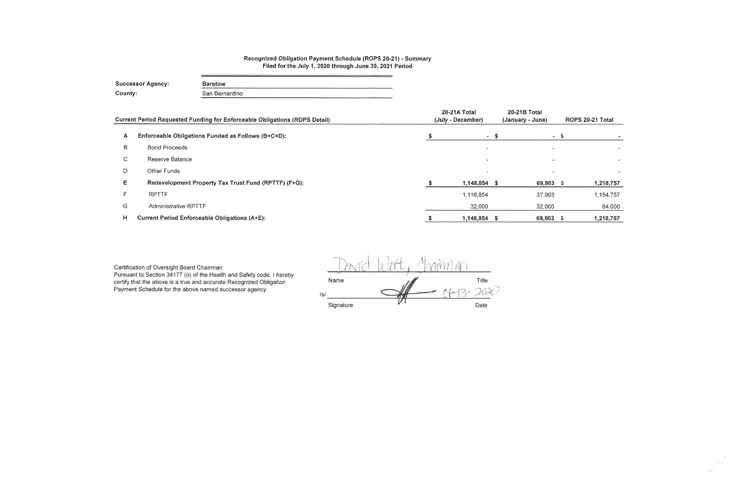**Recognized Obligation Payment Schedule (ROPS 20-21) - Summary**
**Filed for the July 1, 2020 through June 30, 2021 Period**

**Successor Agency:** Barstow
**County:** San Bernardino

| | Current Period Requested Funding for Enforceable Obligations (ROPS Detail) | 20-21A Total (July - December) | 20-21B Total (January - June) | ROPS 20-21 Total |
|---|---|---|---|---|
| A | **Enforceable Obligations Funded as Follows (B+C+D):** | $ - | $ - | $ - |
| B | Bond Proceeds | - | - | - |
| C | Reserve Balance | - | - | - |
| D | Other Funds | - | - | - |
| E | **Redevelopment Property Tax Trust Fund (RPTTF) (F+G):** | $ 1,148,854 | $ 69,903 | $ 1,218,757 |
| F | RPTTF | 1,116,854 | 37,903 | 1,154,757 |
| G | Administrative RPTTF | 32,000 | 32,000 | 64,000 |
| H | **Current Period Enforceable Obligations (A+E):** | $ 1,148,854 | $ 69,903 | $ 1,218,757 |

Certification of Oversight Board Chairman:
Pursuant to Section 34177 (o) of the Health and Safety code, I hereby certify that the above is a true and accurate Recognized Obligation Payment Schedule for the above named successor agency.

David Wert, Chairman
Name Title

/s/ [signature] 04-13-2020
Signature Date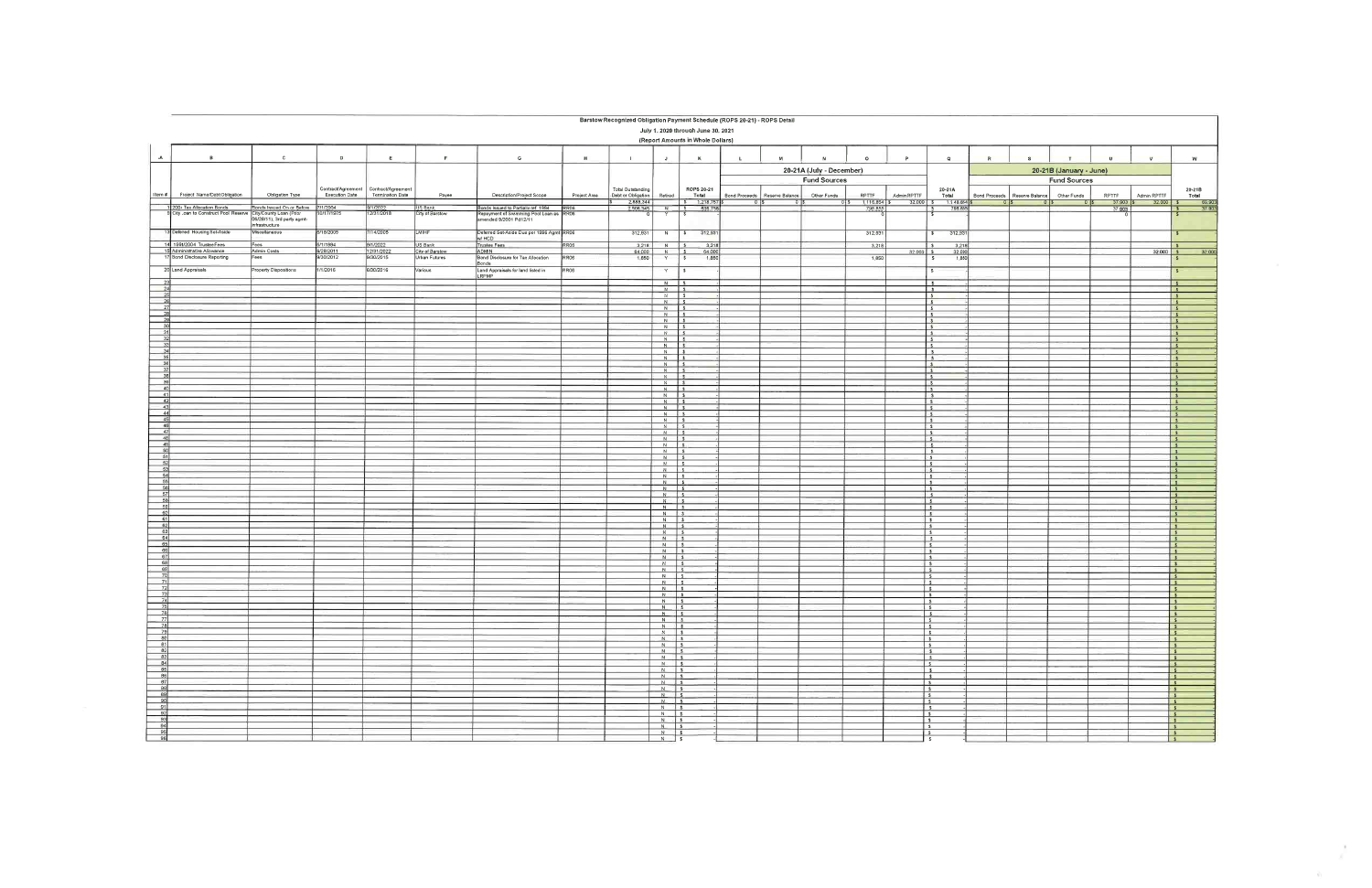# Barstow Recognized Obligation Payment Schedule (ROPS 20-21) - ROPS Detail

July 1, 2020 through June 30, 2021

(Report Amounts in Whole Dollars)

| A | B | C | D | E | F | G | H | I | J | K | L | M | N | O | P | Q | R | S | T | U | V | W |
|---|---|---|---|---|---|---|---|---|---|---|---|---|---|---|---|---|---|---|---|---|---|---|
| | | | | | | | | | | | 20-21A (July - December) | | | | | | 20-21B (January - June) | | | | | |
| | | | | | | | | | | | Fund Sources | | | | | | Fund Sources | | | | | |
| Item # | Project Name/Debt Obligation | Obligation Type | Contract/Agreement Execution Date | Contract/Agreement Termination Date | Payee | Description/Project Scope | Project Area | Total Outstanding Debt or Obligation | Retired | ROPS 20-21 Total | Bond Proceeds | Reserve Balance | Other Funds | RPTTF | Admin RPTTF | 20-21A Total | Bond Proceeds | Reserve Balance | Other Funds | RPTTF | Admin RPTTF | 20-21B Total |
| | | | | | | | | $ 2,888,344 | | $ 1,218,757 | $ 0 | $ 0 | $ 0 | $ 1,116,854 | $ 32,000 | $ 1,148,854 | $ 0 | $ 0 | $ 0 | $ 37,903 | $ 32,000 | $ 69,903 |
| 1 | 2004 Tax Allocation Bonds | Bonds Issued On or Before 12/31/10 | 7/1/2004 | 9/1/2022 | US Bank | Bonds issued to Partially ref. 1994 | RR06 | 2,506,545 | N | $ 836,758 | | | | 798,855 | | $ 798,855 | | | | 37,903 | | $ 37,903 |
| 9 | City Loan to Construct Pool Reserve | City/County Loan (Prior 06/28/11), 3rd party agmt-infrastructure | 10/17/1975 | 12/31/2018 | City of Barstow | Repayment of Swimming Pool Loan as amended 9/2001 Pd12/11 | RR06 | 0 | Y | $ - | | | | | | $ - | | | | 0 | | $ - |
| 13 | Deferred Housing Set-Aside | Miscellaneous | 6/18/2005 | 7/14/2005 | LMIHF | Deferred Set-Aside Due per 1996 Agmt w/ HCD | RR06 | 312,831 | N | $ 312,831 | | | | 312,831 | | $ 312,831 | | | | | | $ - |
| 14 | 1994/2004 Trustee Fees | Fees | 6/1/1994 | 9/1/2022 | US Bank | Trustee Fees | RR06 | 3,218 | N | $ 3,218 | | | | 3,218 | | $ 3,218 | | | | | | $ - |
| 16 | Administrative Allowance | Admin Costs | 4/28/2011 | 12/31/2022 | City of Barstow | ADMIN | | 64,000 | N | $ 64,000 | | | | | 32,000 | $ 32,000 | | | | | 32,000 | $ 32,000 |
| 17 | Bond Disclosure Reporting | Fees | 9/30/2012 | 9/30/2015 | Urban Futures | Bond Disclosure for Tax Allocation Bonds | RR06 | 1,850 | Y | $ 1,850 | | | | 1,850 | | $ 1,850 | | | | | | $ - |
| 20 | Land Appraisals | Property Dispositions | 1/1/2016 | 6/30/2016 | Various | Land Appraisals for land listed in LRPMP | RR06 | | Y | $ - | | | | | | $ - | | | | | | $ - |
| 23 | | | | | | | | | N | $ - | | | | | | $ - | | | | | | $ - |
| 24 | | | | | | | | | N | $ - | | | | | | $ - | | | | | | $ - |
| 25 | | | | | | | | | N | $ - | | | | | | $ - | | | | | | $ - |
| 26 | | | | | | | | | N | $ - | | | | | | $ - | | | | | | $ - |
| 27 | | | | | | | | | N | $ - | | | | | | $ - | | | | | | $ - |
| 28 | | | | | | | | | N | $ - | | | | | | $ - | | | | | | $ - |
| 29 | | | | | | | | | N | $ - | | | | | | $ - | | | | | | $ - |
| 30 | | | | | | | | | N | $ - | | | | | | $ - | | | | | | $ - |
| 31 | | | | | | | | | N | $ - | | | | | | $ - | | | | | | $ - |
| 32 | | | | | | | | | N | $ - | | | | | | $ - | | | | | | $ - |
| 33 | | | | | | | | | N | $ - | | | | | | $ - | | | | | | $ - |
| 34 | | | | | | | | | N | $ - | | | | | | $ - | | | | | | $ - |
| 35 | | | | | | | | | N | $ - | | | | | | $ - | | | | | | $ - |
| 36 | | | | | | | | | N | $ - | | | | | | $ - | | | | | | $ - |
| 37 | | | | | | | | | N | $ - | | | | | | $ - | | | | | | $ - |
| 38 | | | | | | | | | N | $ - | | | | | | $ - | | | | | | $ - |
| 39 | | | | | | | | | N | $ - | | | | | | $ - | | | | | | $ - |
| 40 | | | | | | | | | N | $ - | | | | | | $ - | | | | | | $ - |
| 41 | | | | | | | | | N | $ - | | | | | | $ - | | | | | | $ - |
| 42 | | | | | | | | | N | $ - | | | | | | $ - | | | | | | $ - |
| 43 | | | | | | | | | N | $ - | | | | | | $ - | | | | | | $ - |
| 44 | | | | | | | | | N | $ - | | | | | | $ - | | | | | | $ - |
| 45 | | | | | | | | | N | $ - | | | | | | $ - | | | | | | $ - |
| 46 | | | | | | | | | N | $ - | | | | | | $ - | | | | | | $ - |
| 47 | | | | | | | | | N | $ - | | | | | | $ - | | | | | | $ - |
| 48 | | | | | | | | | N | $ - | | | | | | $ - | | | | | | $ - |
| 49 | | | | | | | | | N | $ - | | | | | | $ - | | | | | | $ - |
| 50 | | | | | | | | | N | $ - | | | | | | $ - | | | | | | $ - |
| 51 | | | | | | | | | N | $ - | | | | | | $ - | | | | | | $ - |
| 52 | | | | | | | | | N | $ - | | | | | | $ - | | | | | | $ - |
| 53 | | | | | | | | | N | $ - | | | | | | $ - | | | | | | $ - |
| 54 | | | | | | | | | N | $ - | | | | | | $ - | | | | | | $ - |
| 55 | | | | | | | | | N | $ - | | | | | | $ - | | | | | | $ - |
| 56 | | | | | | | | | N | $ - | | | | | | $ - | | | | | | $ - |
| 57 | | | | | | | | | N | $ - | | | | | | $ - | | | | | | $ - |
| 58 | | | | | | | | | N | $ - | | | | | | $ - | | | | | | $ - |
| 59 | | | | | | | | | N | $ - | | | | | | $ - | | | | | | $ - |
| 60 | | | | | | | | | N | $ - | | | | | | $ - | | | | | | $ - |
| 61 | | | | | | | | | N | $ - | | | | | | $ - | | | | | | $ - |
| 62 | | | | | | | | | N | $ - | | | | | | $ - | | | | | | $ - |
| 63 | | | | | | | | | N | $ - | | | | | | $ - | | | | | | $ - |
| 64 | | | | | | | | | N | $ - | | | | | | $ - | | | | | | $ - |
| 65 | | | | | | | | | N | $ - | | | | | | $ - | | | | | | $ - |
| 66 | | | | | | | | | N | $ - | | | | | | $ - | | | | | | $ - |
| 67 | | | | | | | | | N | $ - | | | | | | $ - | | | | | | $ - |
| 68 | | | | | | | | | N | $ - | | | | | | $ - | | | | | | $ - |
| 69 | | | | | | | | | N | $ - | | | | | | $ - | | | | | | $ - |
| 70 | | | | | | | | | N | $ - | | | | | | $ - | | | | | | $ - |
| 71 | | | | | | | | | N | $ - | | | | | | $ - | | | | | | $ - |
| 72 | | | | | | | | | N | $ - | | | | | | $ - | | | | | | $ - |
| 73 | | | | | | | | | N | $ - | | | | | | $ - | | | | | | $ - |
| 74 | | | | | | | | | N | $ - | | | | | | $ - | | | | | | $ - |
| 75 | | | | | | | | | N | $ - | | | | | | $ - | | | | | | $ - |
| 76 | | | | | | | | | N | $ - | | | | | | $ - | | | | | | $ - |
| 77 | | | | | | | | | N | $ - | | | | | | $ - | | | | | | $ - |
| 78 | | | | | | | | | N | $ - | | | | | | $ - | | | | | | $ - |
| 79 | | | | | | | | | N | $ - | | | | | | $ - | | | | | | $ - |
| 80 | | | | | | | | | N | $ - | | | | | | $ - | | | | | | $ - |
| 81 | | | | | | | | | N | $ - | | | | | | $ - | | | | | | $ - |
| 82 | | | | | | | | | N | $ - | | | | | | $ - | | | | | | $ - |
| 83 | | | | | | | | | N | $ - | | | | | | $ - | | | | | | $ - |
| 84 | | | | | | | | | N | $ - | | | | | | $ - | | | | | | $ - |
| 85 | | | | | | | | | N | $ - | | | | | | $ - | | | | | | $ - |
| 86 | | | | | | | | | N | $ - | | | | | | $ - | | | | | | $ - |
| 87 | | | | | | | | | N | $ - | | | | | | $ - | | | | | | $ - |
| 88 | | | | | | | | | N | $ - | | | | | | $ - | | | | | | $ - |
| 89 | | | | | | | | | N | $ - | | | | | | $ - | | | | | | $ - |
| 90 | | | | | | | | | N | $ - | | | | | | $ - | | | | | | $ - |
| 91 | | | | | | | | | N | $ - | | | | | | $ - | | | | | | $ - |
| 92 | | | | | | | | | N | $ - | | | | | | $ - | | | | | | $ - |
| 93 | | | | | | | | | N | $ - | | | | | | $ - | | | | | | $ - |
| 94 | | | | | | | | | N | $ - | | | | | | $ - | | | | | | $ - |
| 95 | | | | | | | | | N | $ - | | | | | | $ - | | | | | | $ - |
| 96 | | | | | | | | | N | $ - | | | | | | $ - | | | | | | $ - |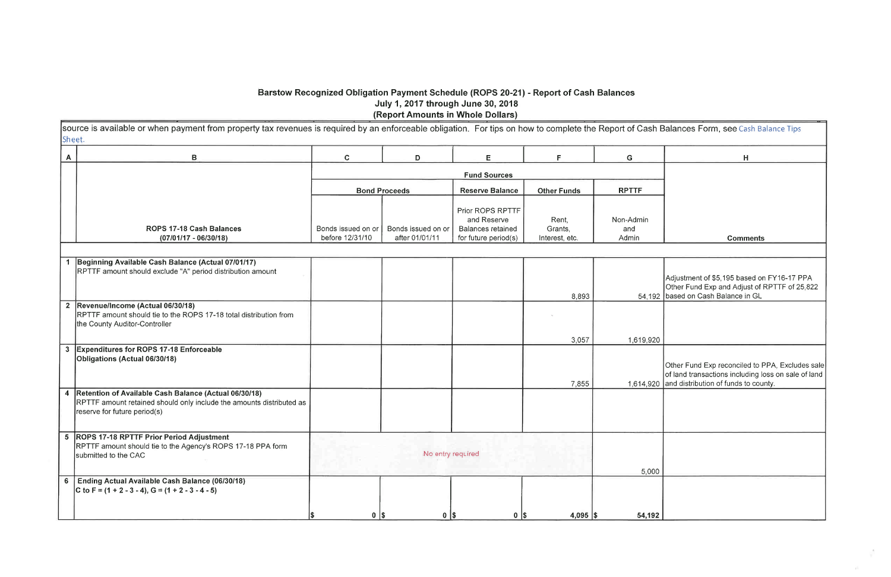**Barstow Recognized Obligation Payment Schedule (ROPS 20-21) - Report of Cash Balances**
**July 1, 2017 through June 30, 2018**
**(Report Amounts in Whole Dollars)**

source is available or when payment from property tax revenues is required by an enforceable obligation. For tips on how to complete the Report of Cash Balances Form, see Cash Balance Tips Sheet.

| A | B | C | D | E | F | G | H |
|---|---|---|---|---|---|---|---|
| | | **Fund Sources** | | | | | |
| | | **Bond Proceeds** | | **Reserve Balance** | **Other Funds** | **RPTTF** | |
| | **ROPS 17-18 Cash Balances (07/01/17 - 06/30/18)** | Bonds issued on or before 12/31/10 | Bonds issued on or after 01/01/11 | Prior ROPS RPTTF and Reserve Balances retained for future period(s) | Rent, Grants, Interest, etc. | Non-Admin and Admin | **Comments** |
| 1 | **Beginning Available Cash Balance (Actual 07/01/17)** RPTTF amount should exclude "A" period distribution amount | | | | 8,893 | 54,192 | Adjustment of $5,195 based on FY16-17 PPA Other Fund Exp and Adjust of RPTTF of 25,822 based on Cash Balance in GL |
| 2 | **Revenue/Income (Actual 06/30/18)** RPTTF amount should tie to the ROPS 17-18 total distribution from the County Auditor-Controller | | | | 3,057 | 1,619,920 | |
| 3 | **Expenditures for ROPS 17-18 Enforceable Obligations (Actual 06/30/18)** | | | | 7,855 | 1,614,920 | Other Fund Exp reconciled to PPA, Excludes sale of land transactions including loss on sale of land and distribution of funds to county. |
| 4 | **Retention of Available Cash Balance (Actual 06/30/18)** RPTTF amount retained should only include the amounts distributed as reserve for future period(s) | | | | | | |
| 5 | **ROPS 17-18 RPTTF Prior Period Adjustment** RPTTF amount should tie to the Agency's ROPS 17-18 PPA form submitted to the CAC | No entry required | | | | 5,000 | |
| 6 | **Ending Actual Available Cash Balance (06/30/18)** C to F = (1 + 2 - 3 - 4), G = (1 + 2 - 3 - 4 - 5) | $ 0 | $ 0 | $ 0 | $ 4,095 | $ 54,192 | |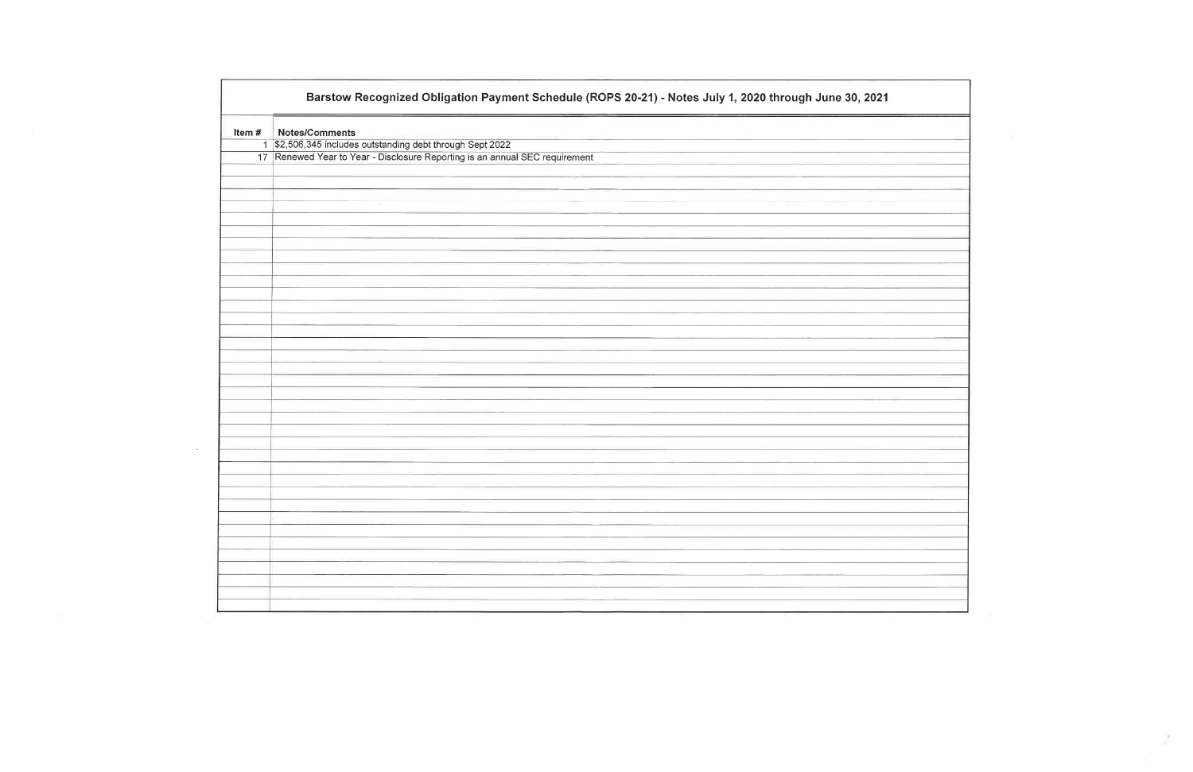## Barstow Recognized Obligation Payment Schedule (ROPS 20-21) - Notes July 1, 2020 through June 30, 2021

| Item # | Notes/Comments |
|---|---|
| 1 | $2,506,345 includes outstanding debt through Sept 2022 |
| 17 | Renewed Year to Year - Disclosure Reporting is an annual SEC requirement |